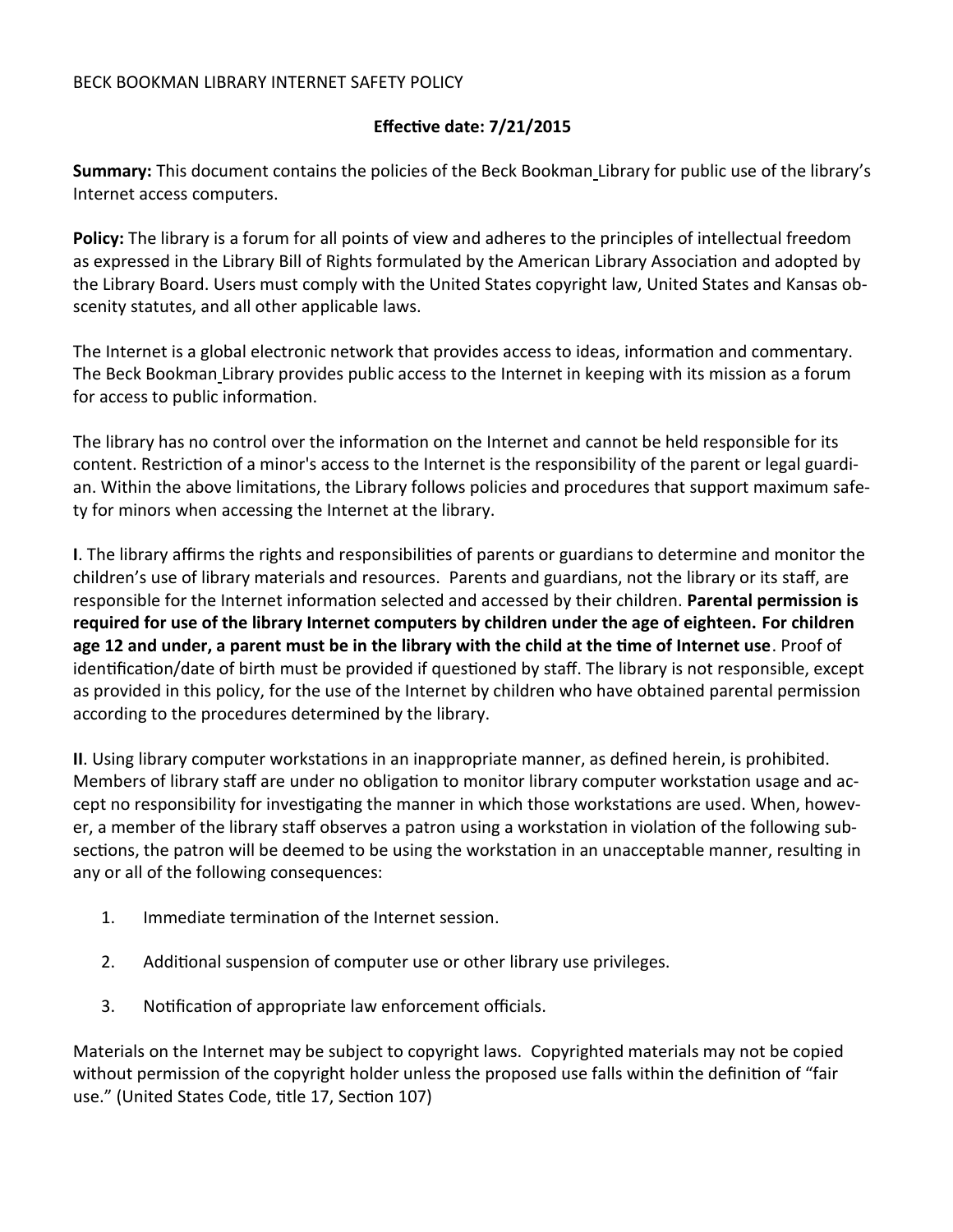# BECK BOOKMAN LIBRARY INTERNET SAFETY POLICY

**Effective date: 7/21/2015**

**Summary:** This document contains the policies of the Beck Bookman Library for public use of the library's Internet access computers.

**Policy:** The library is a forum for all points of view and adheres to the principles of intellectual freedom as expressed in the Library Bill of Rights formulated by the American Library Association and adopted by the Library Board. Users must comply with the United States copyright law, United States and Kansas obscenity statutes, and all other applicable laws.

The Internet is a global electronic network that provides access to ideas, information and commentary. The Beck Bookman Library provides public access to the Internet in keeping with its mission as a forum for access to public information.

The library has no control over the information on the Internet and cannot be held responsible for its content. Restriction of a minor's access to the Internet is the responsibility of the parent or legal guardian. Within the above limitations, the Library follows policies and procedures that support maximum safety for minors when accessing the Internet at the library.

**I**. The library affirms the rights and responsibilities of parents or guardians to determine and monitor the children's use of library materials and resources. Parents and guardians, not the library or its staff, are responsible for the Internet information selected and accessed by their children. **Parental permission is required for use of the library Internet computers by children under the age of eighteen. For children age 12 and under, a parent must be in the library with the child at the time of Internet use**. Proof of identification/date of birth must be provided if questioned by staff. The library is not responsible, except as provided in this policy, for the use of the Internet by children who have obtained parental permission according to the procedures determined by the library.

**II**. Using library computer workstations in an inappropriate manner, as defined herein, is prohibited. Members of library staff are under no obligation to monitor library computer workstation usage and accept no responsibility for investigating the manner in which those workstations are used. When, however, a member of the library staff observes a patron using a workstation in violation of the following subsections, the patron will be deemed to be using the workstation in an unacceptable manner, resulting in any or all of the following consequences:

1. Immediate termination of the Internet session.
2. Additional suspension of computer use or other library use privileges.
3. Notification of appropriate law enforcement officials.

Materials on the Internet may be subject to copyright laws. Copyrighted materials may not be copied without permission of the copyright holder unless the proposed use falls within the definition of "fair use." (United States Code, title 17, Section 107)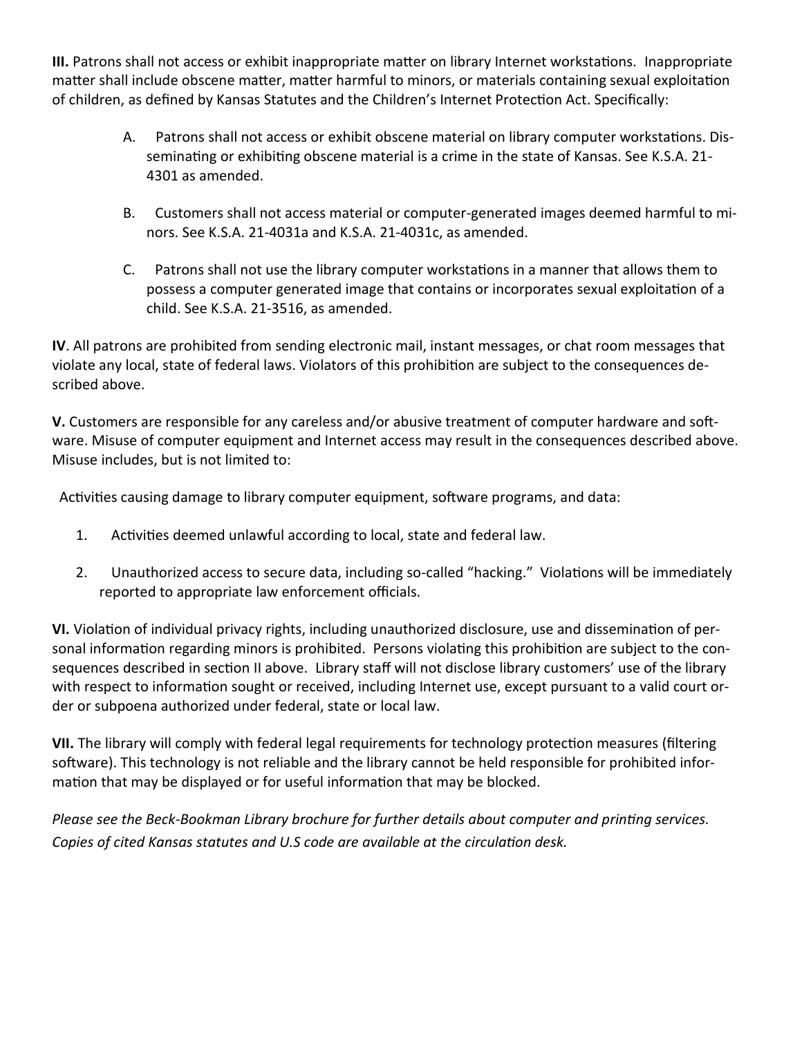**III.** Patrons shall not access or exhibit inappropriate matter on library Internet workstations. Inappropriate matter shall include obscene matter, matter harmful to minors, or materials containing sexual exploitation of children, as defined by Kansas Statutes and the Children's Internet Protection Act. Specifically:

A. Patrons shall not access or exhibit obscene material on library computer workstations. Disseminating or exhibiting obscene material is a crime in the state of Kansas. See K.S.A. 21-4301 as amended.

B. Customers shall not access material or computer-generated images deemed harmful to minors. See K.S.A. 21-4031a and K.S.A. 21-4031c, as amended.

C. Patrons shall not use the library computer workstations in a manner that allows them to possess a computer generated image that contains or incorporates sexual exploitation of a child. See K.S.A. 21-3516, as amended.

**IV**. All patrons are prohibited from sending electronic mail, instant messages, or chat room messages that violate any local, state of federal laws. Violators of this prohibition are subject to the consequences described above.

**V.** Customers are responsible for any careless and/or abusive treatment of computer hardware and software. Misuse of computer equipment and Internet access may result in the consequences described above. Misuse includes, but is not limited to:

Activities causing damage to library computer equipment, software programs, and data:

1. Activities deemed unlawful according to local, state and federal law.
2. Unauthorized access to secure data, including so-called "hacking." Violations will be immediately reported to appropriate law enforcement officials.

**VI.** Violation of individual privacy rights, including unauthorized disclosure, use and dissemination of personal information regarding minors is prohibited. Persons violating this prohibition are subject to the consequences described in section II above. Library staff will not disclose library customers' use of the library with respect to information sought or received, including Internet use, except pursuant to a valid court order or subpoena authorized under federal, state or local law.

**VII.** The library will comply with federal legal requirements for technology protection measures (filtering software). This technology is not reliable and the library cannot be held responsible for prohibited information that may be displayed or for useful information that may be blocked.

*Please see the Beck-Bookman Library brochure for further details about computer and printing services. Copies of cited Kansas statutes and U.S code are available at the circulation desk.*